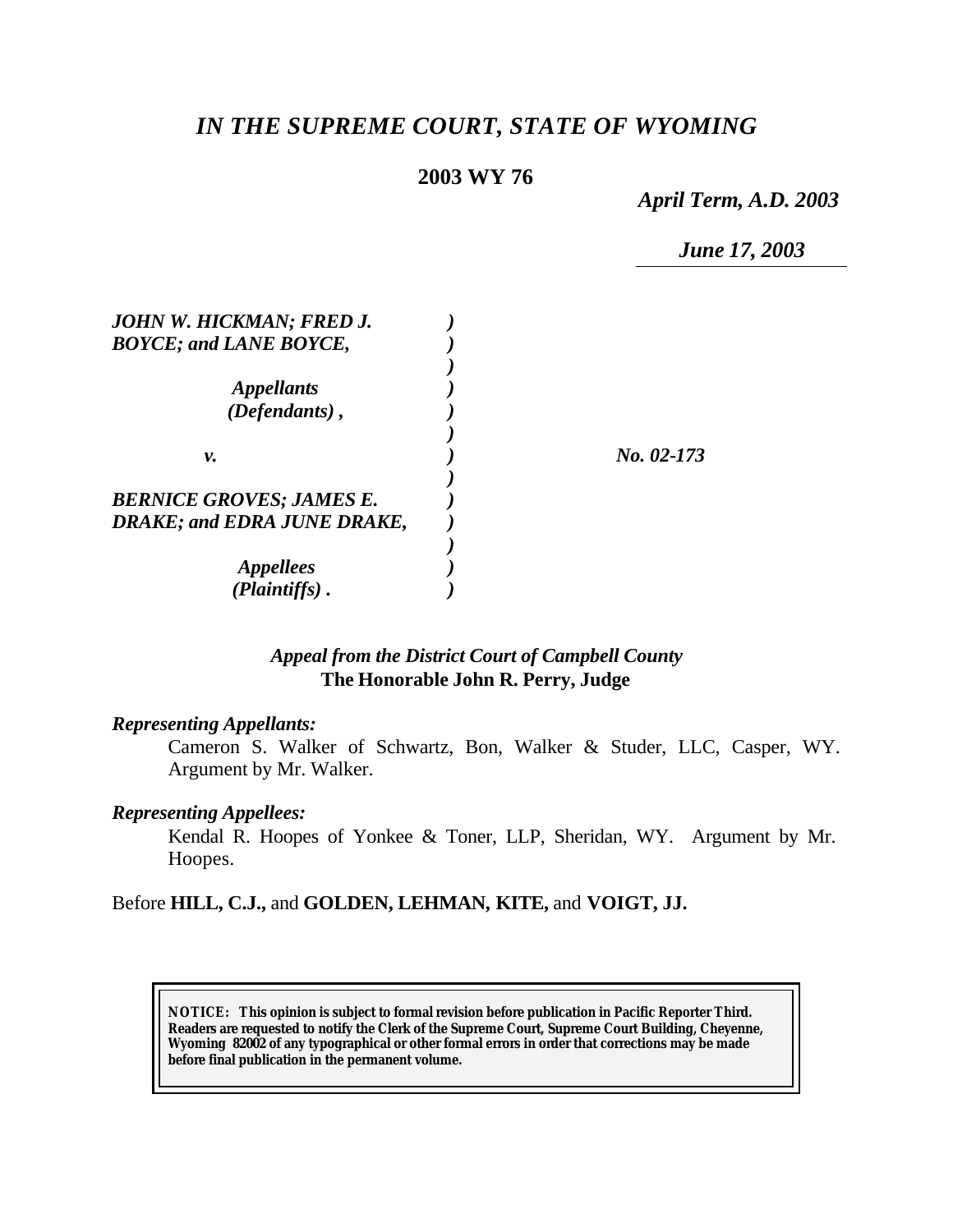*IN THE SUPREME COURT, STATE OF WYOMING*

**2003 WY 76**

*April Term, A.D. 2003*

*June 17, 2003*

| | | |
|---|---|---|
| ***JOHN W. HICKMAN; FRED J. BOYCE; and LANE BOYCE,*** | ) | |
| ***Appellants (Defendants),*** | ) | |
| ***v.*** | ) | ***No. 02-173*** |
| ***BERNICE GROVES; JAMES E. DRAKE; and EDRA JUNE DRAKE,*** | ) | |
| ***Appellees (Plaintiffs).*** | ) | |

*Appeal from the District Court of Campbell County*
**The Honorable John R. Perry, Judge**

***Representing Appellants:***

Cameron S. Walker of Schwartz, Bon, Walker & Studer, LLC, Casper, WY. Argument by Mr. Walker.

***Representing Appellees:***

Kendal R. Hoopes of Yonkee & Toner, LLP, Sheridan, WY. Argument by Mr. Hoopes.

Before **HILL, C.J.,** and **GOLDEN, LEHMAN, KITE,** and **VOIGT, JJ.**

**NOTICE: This opinion is subject to formal revision before publication in Pacific Reporter Third. Readers are requested to notify the Clerk of the Supreme Court, Supreme Court Building, Cheyenne, Wyoming 82002 of any typographical or other formal errors in order that corrections may be made before final publication in the permanent volume.**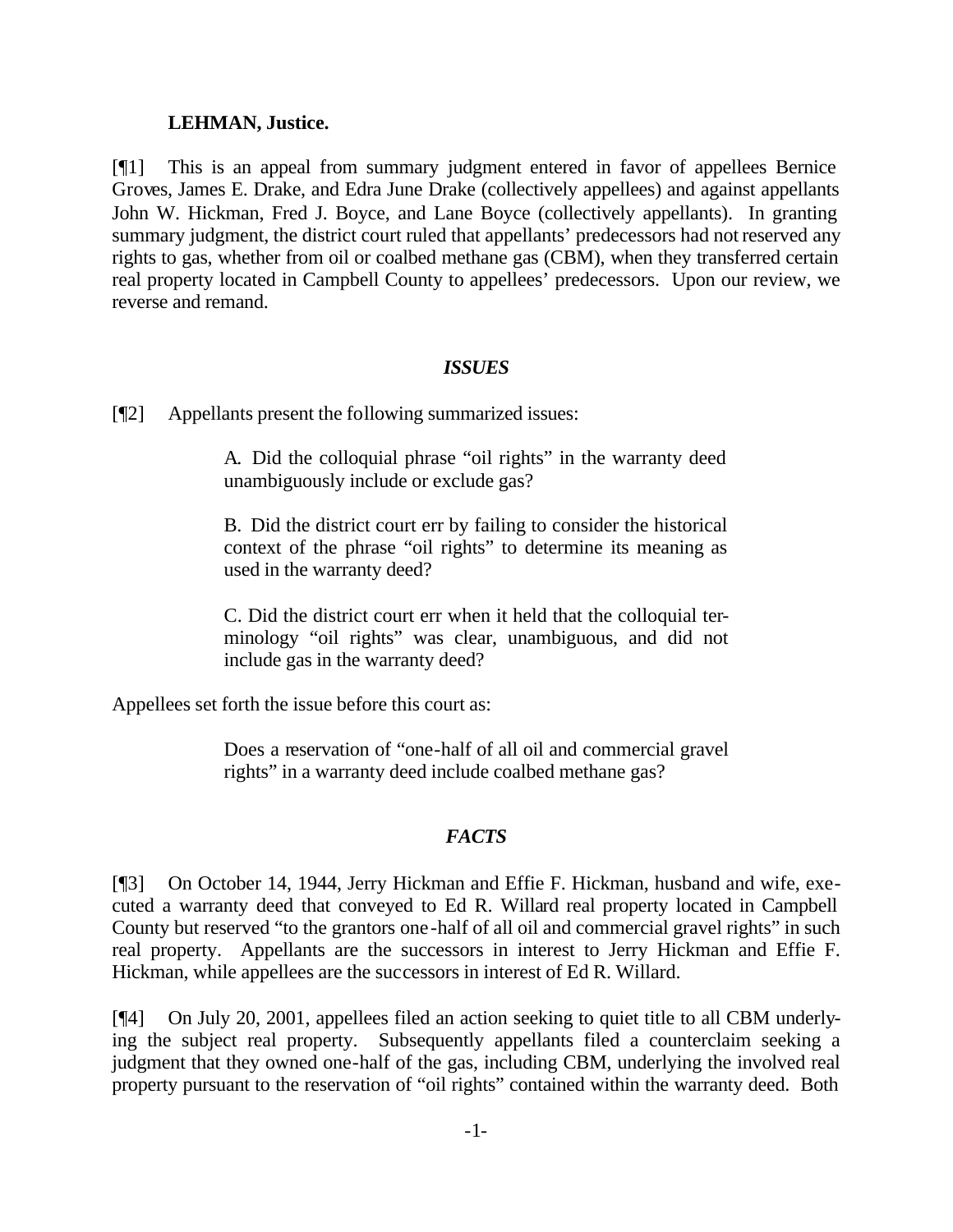**LEHMAN, Justice.**

[¶1] This is an appeal from summary judgment entered in favor of appellees Bernice Groves, James E. Drake, and Edra June Drake (collectively appellees) and against appellants John W. Hickman, Fred J. Boyce, and Lane Boyce (collectively appellants). In granting summary judgment, the district court ruled that appellants' predecessors had not reserved any rights to gas, whether from oil or coalbed methane gas (CBM), when they transferred certain real property located in Campbell County to appellees' predecessors. Upon our review, we reverse and remand.

### *ISSUES*

[¶2] Appellants present the following summarized issues:

> A. Did the colloquial phrase "oil rights" in the warranty deed unambiguously include or exclude gas?
>
> B. Did the district court err by failing to consider the historical context of the phrase "oil rights" to determine its meaning as used in the warranty deed?
>
> C. Did the district court err when it held that the colloquial terminology "oil rights" was clear, unambiguous, and did not include gas in the warranty deed?

Appellees set forth the issue before this court as:

> Does a reservation of "one-half of all oil and commercial gravel rights" in a warranty deed include coalbed methane gas?

### *FACTS*

[¶3] On October 14, 1944, Jerry Hickman and Effie F. Hickman, husband and wife, executed a warranty deed that conveyed to Ed R. Willard real property located in Campbell County but reserved "to the grantors one-half of all oil and commercial gravel rights" in such real property. Appellants are the successors in interest to Jerry Hickman and Effie F. Hickman, while appellees are the successors in interest of Ed R. Willard.

[¶4] On July 20, 2001, appellees filed an action seeking to quiet title to all CBM underlying the subject real property. Subsequently appellants filed a counterclaim seeking a judgment that they owned one-half of the gas, including CBM, underlying the involved real property pursuant to the reservation of "oil rights" contained within the warranty deed. Both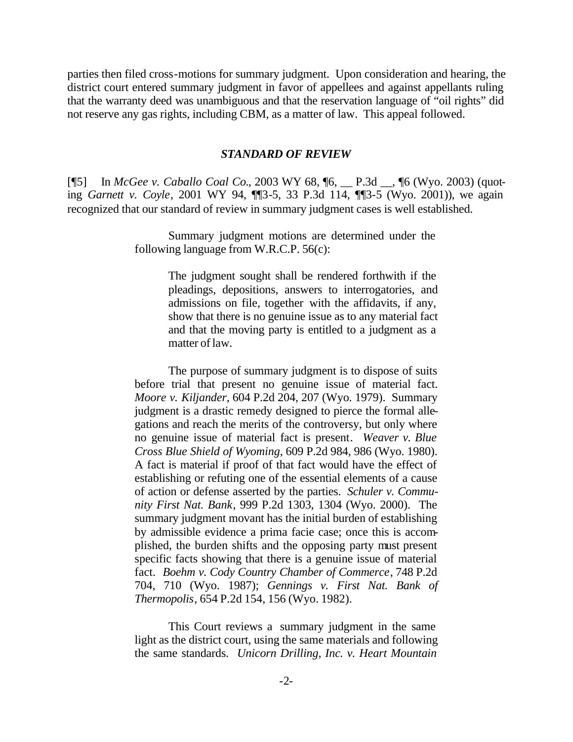parties then filed cross-motions for summary judgment. Upon consideration and hearing, the district court entered summary judgment in favor of appellees and against appellants ruling that the warranty deed was unambiguous and that the reservation language of "oil rights" did not reserve any gas rights, including CBM, as a matter of law. This appeal followed.

### *STANDARD OF REVIEW*

[¶5] In *McGee v. Caballo Coal Co.*, 2003 WY 68, ¶6, __ P.3d __, ¶6 (Wyo. 2003) (quoting *Garnett v. Coyle*, 2001 WY 94, ¶¶3-5, 33 P.3d 114, ¶¶3-5 (Wyo. 2001)), we again recognized that our standard of review in summary judgment cases is well established.

> Summary judgment motions are determined under the following language from W.R.C.P. 56(c):
>
> > The judgment sought shall be rendered forthwith if the pleadings, depositions, answers to interrogatories, and admissions on file, together with the affidavits, if any, show that there is no genuine issue as to any material fact and that the moving party is entitled to a judgment as a matter of law.
>
> The purpose of summary judgment is to dispose of suits before trial that present no genuine issue of material fact. *Moore v. Kiljander*, 604 P.2d 204, 207 (Wyo. 1979). Summary judgment is a drastic remedy designed to pierce the formal allegations and reach the merits of the controversy, but only where no genuine issue of material fact is present. *Weaver v. Blue Cross Blue Shield of Wyoming*, 609 P.2d 984, 986 (Wyo. 1980). A fact is material if proof of that fact would have the effect of establishing or refuting one of the essential elements of a cause of action or defense asserted by the parties. *Schuler v. Community First Nat. Bank*, 999 P.2d 1303, 1304 (Wyo. 2000). The summary judgment movant has the initial burden of establishing by admissible evidence a prima facie case; once this is accomplished, the burden shifts and the opposing party must present specific facts showing that there is a genuine issue of material fact. *Boehm v. Cody Country Chamber of Commerce*, 748 P.2d 704, 710 (Wyo. 1987); *Gennings v. First Nat. Bank of Thermopolis*, 654 P.2d 154, 156 (Wyo. 1982).
>
> This Court reviews a summary judgment in the same light as the district court, using the same materials and following the same standards. *Unicorn Drilling, Inc. v. Heart Mountain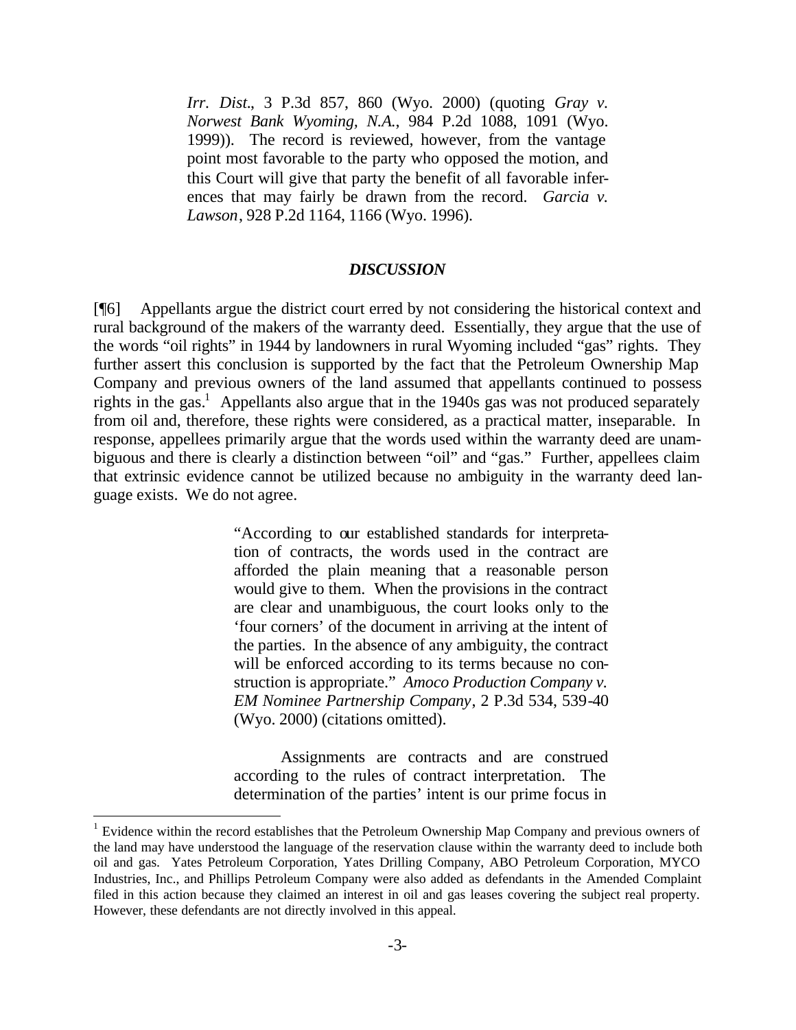> *Irr. Dist*., 3 P.3d 857, 860 (Wyo. 2000) (quoting *Gray v. Norwest Bank Wyoming, N.A.*, 984 P.2d 1088, 1091 (Wyo. 1999)). The record is reviewed, however, from the vantage point most favorable to the party who opposed the motion, and this Court will give that party the benefit of all favorable inferences that may fairly be drawn from the record. *Garcia v. Lawson*, 928 P.2d 1164, 1166 (Wyo. 1996).

## *DISCUSSION*

[¶6] Appellants argue the district court erred by not considering the historical context and rural background of the makers of the warranty deed. Essentially, they argue that the use of the words "oil rights" in 1944 by landowners in rural Wyoming included "gas" rights. They further assert this conclusion is supported by the fact that the Petroleum Ownership Map Company and previous owners of the land assumed that appellants continued to possess rights in the gas.[1] Appellants also argue that in the 1940s gas was not produced separately from oil and, therefore, these rights were considered, as a practical matter, inseparable. In response, appellees primarily argue that the words used within the warranty deed are unambiguous and there is clearly a distinction between "oil" and "gas." Further, appellees claim that extrinsic evidence cannot be utilized because no ambiguity in the warranty deed language exists. We do not agree.

> "According to our established standards for interpretation of contracts, the words used in the contract are afforded the plain meaning that a reasonable person would give to them. When the provisions in the contract are clear and unambiguous, the court looks only to the 'four corners' of the document in arriving at the intent of the parties. In the absence of any ambiguity, the contract will be enforced according to its terms because no construction is appropriate." *Amoco Production Company v. EM Nominee Partnership Company*, 2 P.3d 534, 539-40 (Wyo. 2000) (citations omitted).
>
> Assignments are contracts and are construed according to the rules of contract interpretation. The determination of the parties' intent is our prime focus in

[1] Evidence within the record establishes that the Petroleum Ownership Map Company and previous owners of the land may have understood the language of the reservation clause within the warranty deed to include both oil and gas. Yates Petroleum Corporation, Yates Drilling Company, ABO Petroleum Corporation, MYCO Industries, Inc., and Phillips Petroleum Company were also added as defendants in the Amended Complaint filed in this action because they claimed an interest in oil and gas leases covering the subject real property. However, these defendants are not directly involved in this appeal.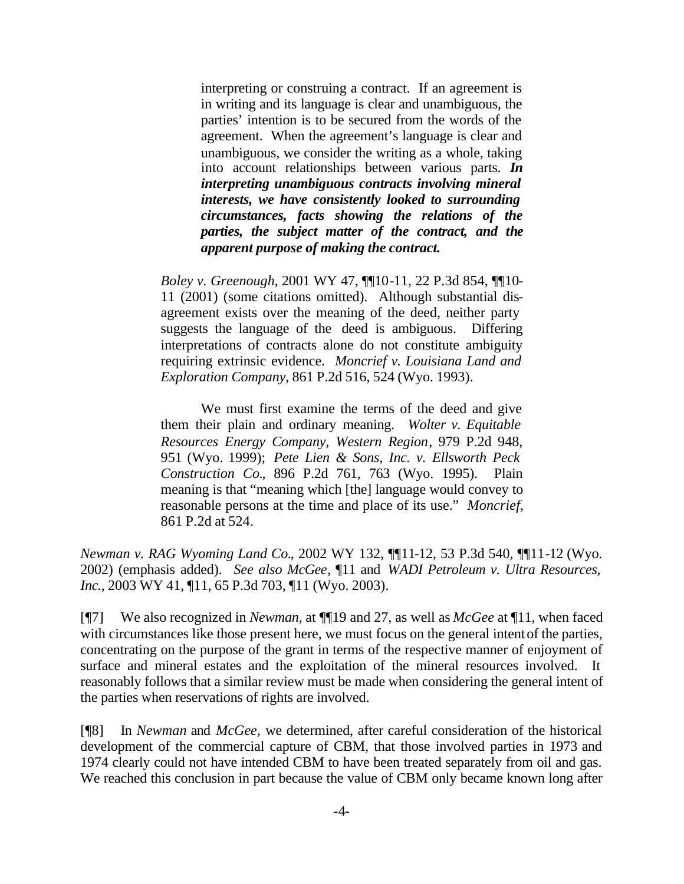> interpreting or construing a contract. If an agreement is in writing and its language is clear and unambiguous, the parties' intention is to be secured from the words of the agreement. When the agreement's language is clear and unambiguous, we consider the writing as a whole, taking into account relationships between various parts. ***In interpreting unambiguous contracts involving mineral interests, we have consistently looked to surrounding circumstances, facts showing the relations of the parties, the subject matter of the contract, and the apparent purpose of making the contract.***
>
> *Boley v. Greenough*, 2001 WY 47, ¶¶10-11, 22 P.3d 854, ¶¶10-11 (2001) (some citations omitted). Although substantial disagreement exists over the meaning of the deed, neither party suggests the language of the deed is ambiguous. Differing interpretations of contracts alone do not constitute ambiguity requiring extrinsic evidence. *Moncrief v. Louisiana Land and Exploration Company*, 861 P.2d 516, 524 (Wyo. 1993).
>
> We must first examine the terms of the deed and give them their plain and ordinary meaning. *Wolter v. Equitable Resources Energy Company, Western Region*, 979 P.2d 948, 951 (Wyo. 1999); *Pete Lien & Sons, Inc. v. Ellsworth Peck Construction Co.*, 896 P.2d 761, 763 (Wyo. 1995). Plain meaning is that "meaning which [the] language would convey to reasonable persons at the time and place of its use." *Moncrief*, 861 P.2d at 524.

*Newman v. RAG Wyoming Land Co.*, 2002 WY 132, ¶¶11-12, 53 P.3d 540, ¶¶11-12 (Wyo. 2002) (emphasis added). *See also McGee*, ¶11 and *WADI Petroleum v. Ultra Resources, Inc.*, 2003 WY 41, ¶11, 65 P.3d 703, ¶11 (Wyo. 2003).

[¶7] We also recognized in *Newman,* at ¶¶19 and 27, as well as *McGee* at ¶11, when faced with circumstances like those present here, we must focus on the general intent of the parties, concentrating on the purpose of the grant in terms of the respective manner of enjoyment of surface and mineral estates and the exploitation of the mineral resources involved. It reasonably follows that a similar review must be made when considering the general intent of the parties when reservations of rights are involved.

[¶8] In *Newman* and *McGee,* we determined, after careful consideration of the historical development of the commercial capture of CBM, that those involved parties in 1973 and 1974 clearly could not have intended CBM to have been treated separately from oil and gas. We reached this conclusion in part because the value of CBM only became known long after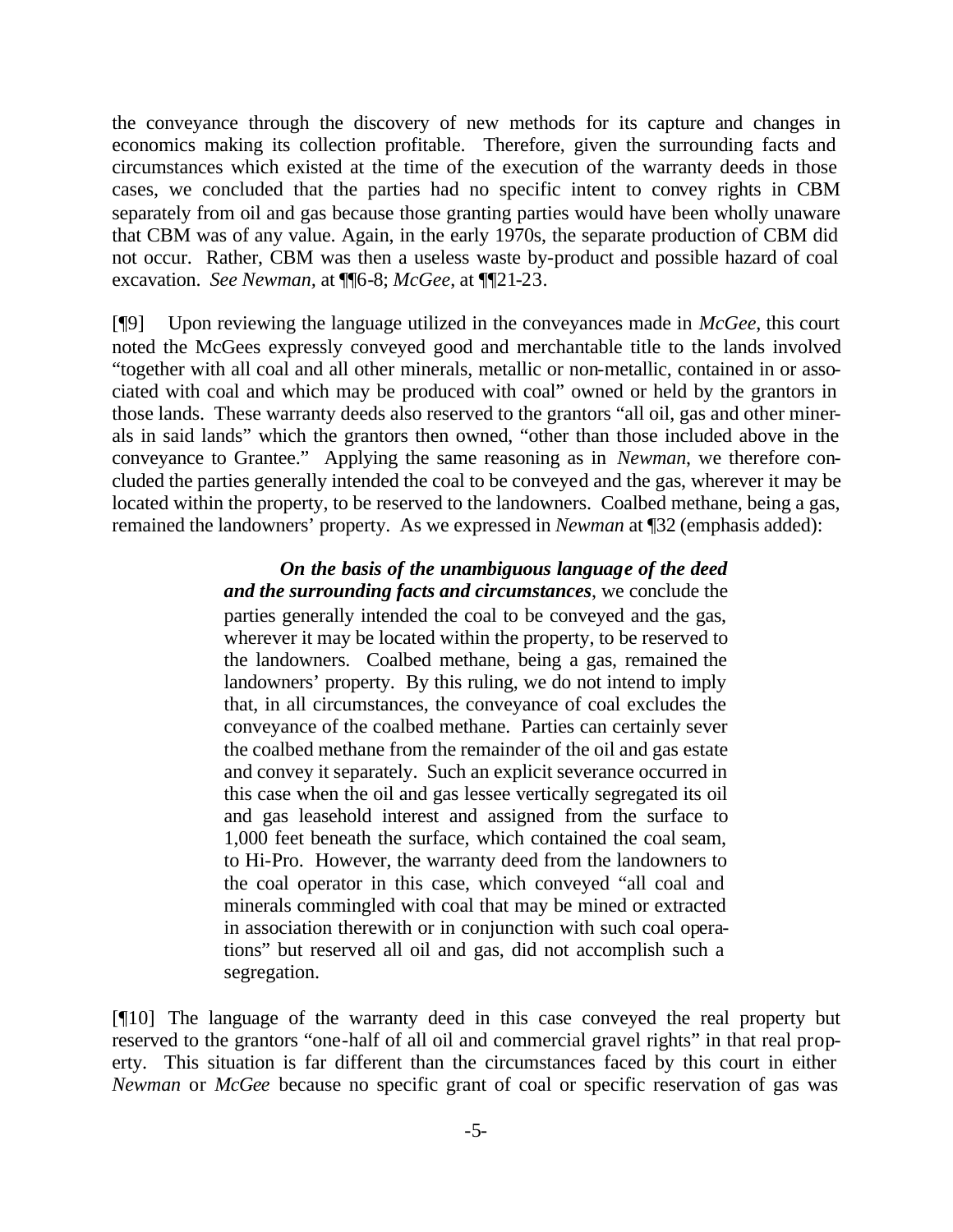the conveyance through the discovery of new methods for its capture and changes in economics making its collection profitable. Therefore, given the surrounding facts and circumstances which existed at the time of the execution of the warranty deeds in those cases, we concluded that the parties had no specific intent to convey rights in CBM separately from oil and gas because those granting parties would have been wholly unaware that CBM was of any value. Again, in the early 1970s, the separate production of CBM did not occur. Rather, CBM was then a useless waste by-product and possible hazard of coal excavation. *See Newman*, at ¶¶6-8; *McGee*, at ¶¶21-23.

[¶9] Upon reviewing the language utilized in the conveyances made in *McGee*, this court noted the McGees expressly conveyed good and merchantable title to the lands involved "together with all coal and all other minerals, metallic or non-metallic, contained in or associated with coal and which may be produced with coal" owned or held by the grantors in those lands. These warranty deeds also reserved to the grantors "all oil, gas and other minerals in said lands" which the grantors then owned, "other than those included above in the conveyance to Grantee." Applying the same reasoning as in *Newman*, we therefore concluded the parties generally intended the coal to be conveyed and the gas, wherever it may be located within the property, to be reserved to the landowners. Coalbed methane, being a gas, remained the landowners' property. As we expressed in *Newman* at ¶32 (emphasis added):

> ***On the basis of the unambiguous language of the deed and the surrounding facts and circumstances***, we conclude the parties generally intended the coal to be conveyed and the gas, wherever it may be located within the property, to be reserved to the landowners. Coalbed methane, being a gas, remained the landowners' property. By this ruling, we do not intend to imply that, in all circumstances, the conveyance of coal excludes the conveyance of the coalbed methane. Parties can certainly sever the coalbed methane from the remainder of the oil and gas estate and convey it separately. Such an explicit severance occurred in this case when the oil and gas lessee vertically segregated its oil and gas leasehold interest and assigned from the surface to 1,000 feet beneath the surface, which contained the coal seam, to Hi-Pro. However, the warranty deed from the landowners to the coal operator in this case, which conveyed "all coal and minerals commingled with coal that may be mined or extracted in association therewith or in conjunction with such coal operations" but reserved all oil and gas, did not accomplish such a segregation.

[¶10] The language of the warranty deed in this case conveyed the real property but reserved to the grantors "one-half of all oil and commercial gravel rights" in that real property. This situation is far different than the circumstances faced by this court in either *Newman* or *McGee* because no specific grant of coal or specific reservation of gas was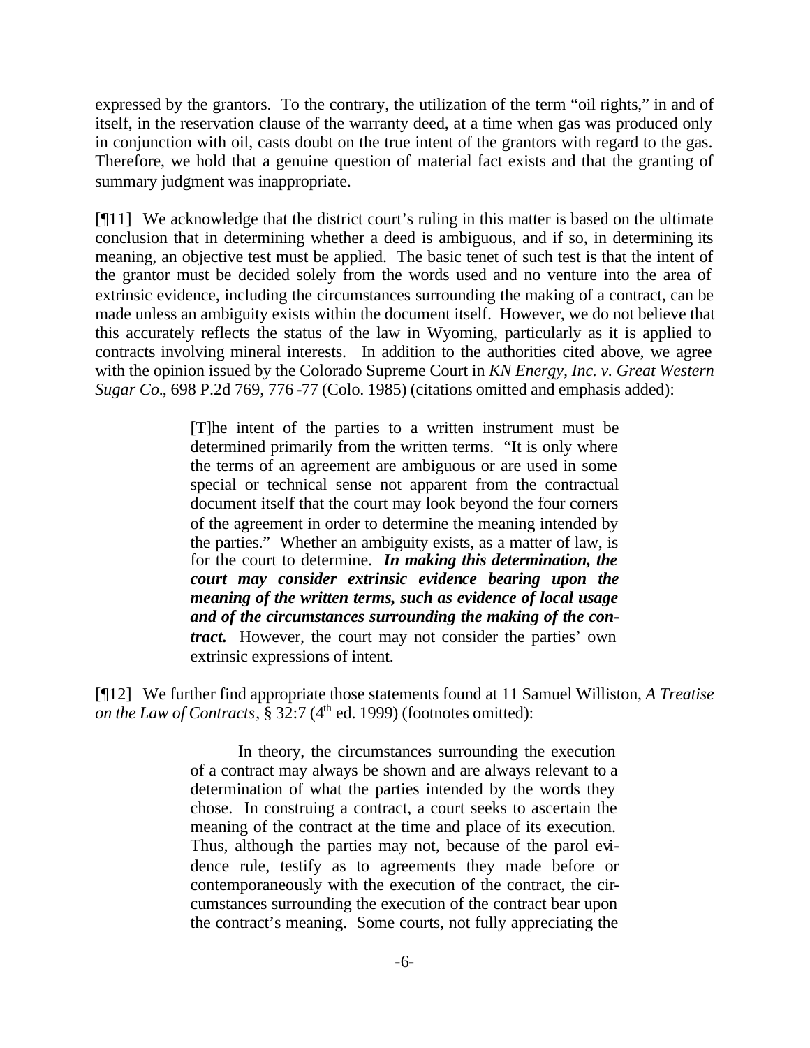expressed by the grantors. To the contrary, the utilization of the term "oil rights," in and of itself, in the reservation clause of the warranty deed, at a time when gas was produced only in conjunction with oil, casts doubt on the true intent of the grantors with regard to the gas. Therefore, we hold that a genuine question of material fact exists and that the granting of summary judgment was inappropriate.

[¶11] We acknowledge that the district court's ruling in this matter is based on the ultimate conclusion that in determining whether a deed is ambiguous, and if so, in determining its meaning, an objective test must be applied. The basic tenet of such test is that the intent of the grantor must be decided solely from the words used and no venture into the area of extrinsic evidence, including the circumstances surrounding the making of a contract, can be made unless an ambiguity exists within the document itself. However, we do not believe that this accurately reflects the status of the law in Wyoming, particularly as it is applied to contracts involving mineral interests. In addition to the authorities cited above, we agree with the opinion issued by the Colorado Supreme Court in *KN Energy, Inc. v. Great Western Sugar Co*., 698 P.2d 769, 776-77 (Colo. 1985) (citations omitted and emphasis added):

> [T]he intent of the parties to a written instrument must be determined primarily from the written terms. "It is only where the terms of an agreement are ambiguous or are used in some special or technical sense not apparent from the contractual document itself that the court may look beyond the four corners of the agreement in order to determine the meaning intended by the parties." Whether an ambiguity exists, as a matter of law, is for the court to determine. ***In making this determination, the court may consider extrinsic evidence bearing upon the meaning of the written terms, such as evidence of local usage and of the circumstances surrounding the making of the contract.*** However, the court may not consider the parties' own extrinsic expressions of intent.

[¶12] We further find appropriate those statements found at 11 Samuel Williston, *A Treatise on the Law of Contracts*, § 32:7 (4th ed. 1999) (footnotes omitted):

> In theory, the circumstances surrounding the execution of a contract may always be shown and are always relevant to a determination of what the parties intended by the words they chose. In construing a contract, a court seeks to ascertain the meaning of the contract at the time and place of its execution. Thus, although the parties may not, because of the parol evidence rule, testify as to agreements they made before or contemporaneously with the execution of the contract, the circumstances surrounding the execution of the contract bear upon the contract's meaning. Some courts, not fully appreciating the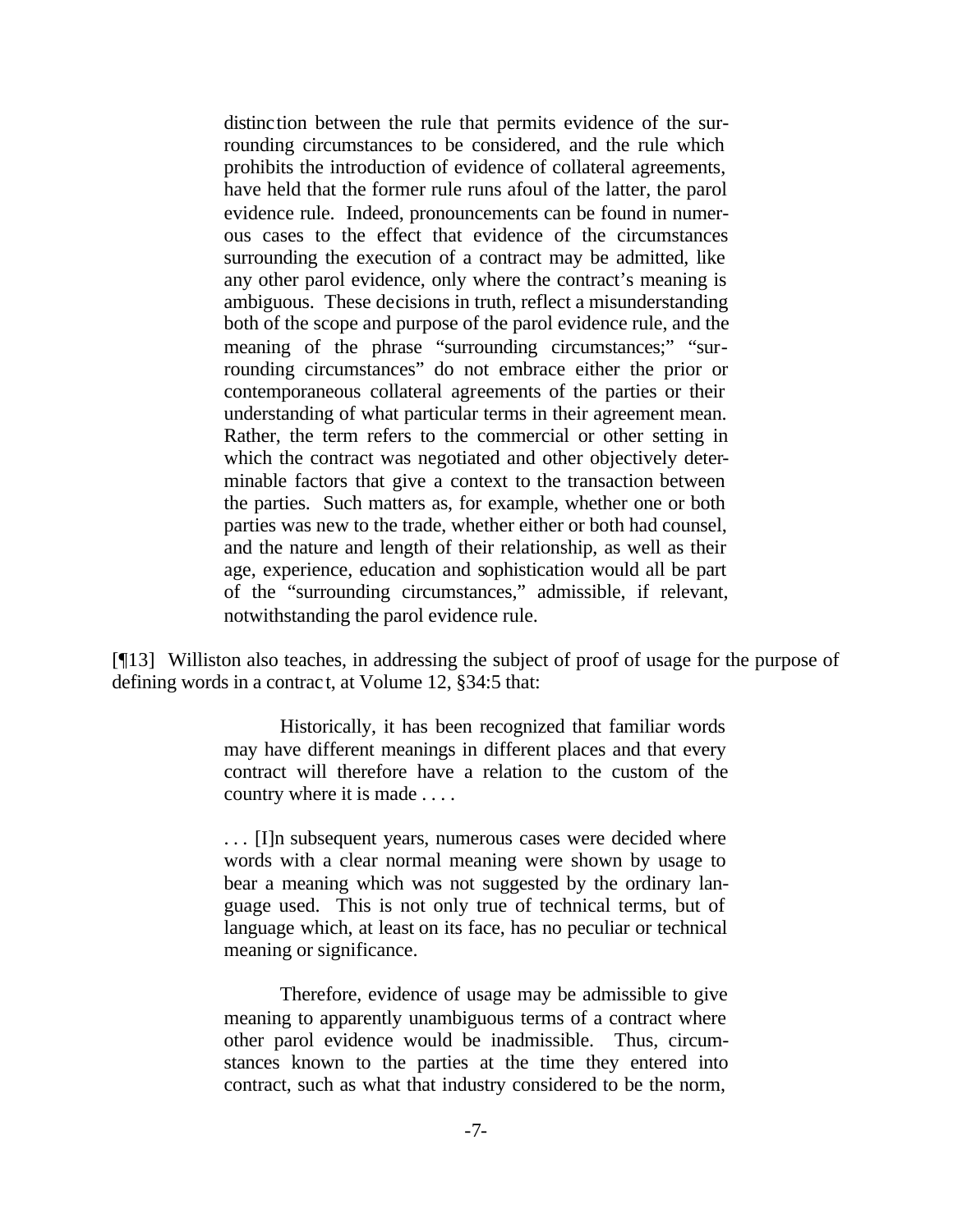> distinction between the rule that permits evidence of the surrounding circumstances to be considered, and the rule which prohibits the introduction of evidence of collateral agreements, have held that the former rule runs afoul of the latter, the parol evidence rule. Indeed, pronouncements can be found in numerous cases to the effect that evidence of the circumstances surrounding the execution of a contract may be admitted, like any other parol evidence, only where the contract's meaning is ambiguous. These decisions in truth, reflect a misunderstanding both of the scope and purpose of the parol evidence rule, and the meaning of the phrase "surrounding circumstances;" "surrounding circumstances" do not embrace either the prior or contemporaneous collateral agreements of the parties or their understanding of what particular terms in their agreement mean. Rather, the term refers to the commercial or other setting in which the contract was negotiated and other objectively determinable factors that give a context to the transaction between the parties. Such matters as, for example, whether one or both parties was new to the trade, whether either or both had counsel, and the nature and length of their relationship, as well as their age, experience, education and sophistication would all be part of the "surrounding circumstances," admissible, if relevant, notwithstanding the parol evidence rule.

[¶13] Williston also teaches, in addressing the subject of proof of usage for the purpose of defining words in a contract, at Volume 12, §34:5 that:

> Historically, it has been recognized that familiar words may have different meanings in different places and that every contract will therefore have a relation to the custom of the country where it is made . . . .
>
> . . . [I]n subsequent years, numerous cases were decided where words with a clear normal meaning were shown by usage to bear a meaning which was not suggested by the ordinary language used. This is not only true of technical terms, but of language which, at least on its face, has no peculiar or technical meaning or significance.
>
> Therefore, evidence of usage may be admissible to give meaning to apparently unambiguous terms of a contract where other parol evidence would be inadmissible. Thus, circumstances known to the parties at the time they entered into contract, such as what that industry considered to be the norm,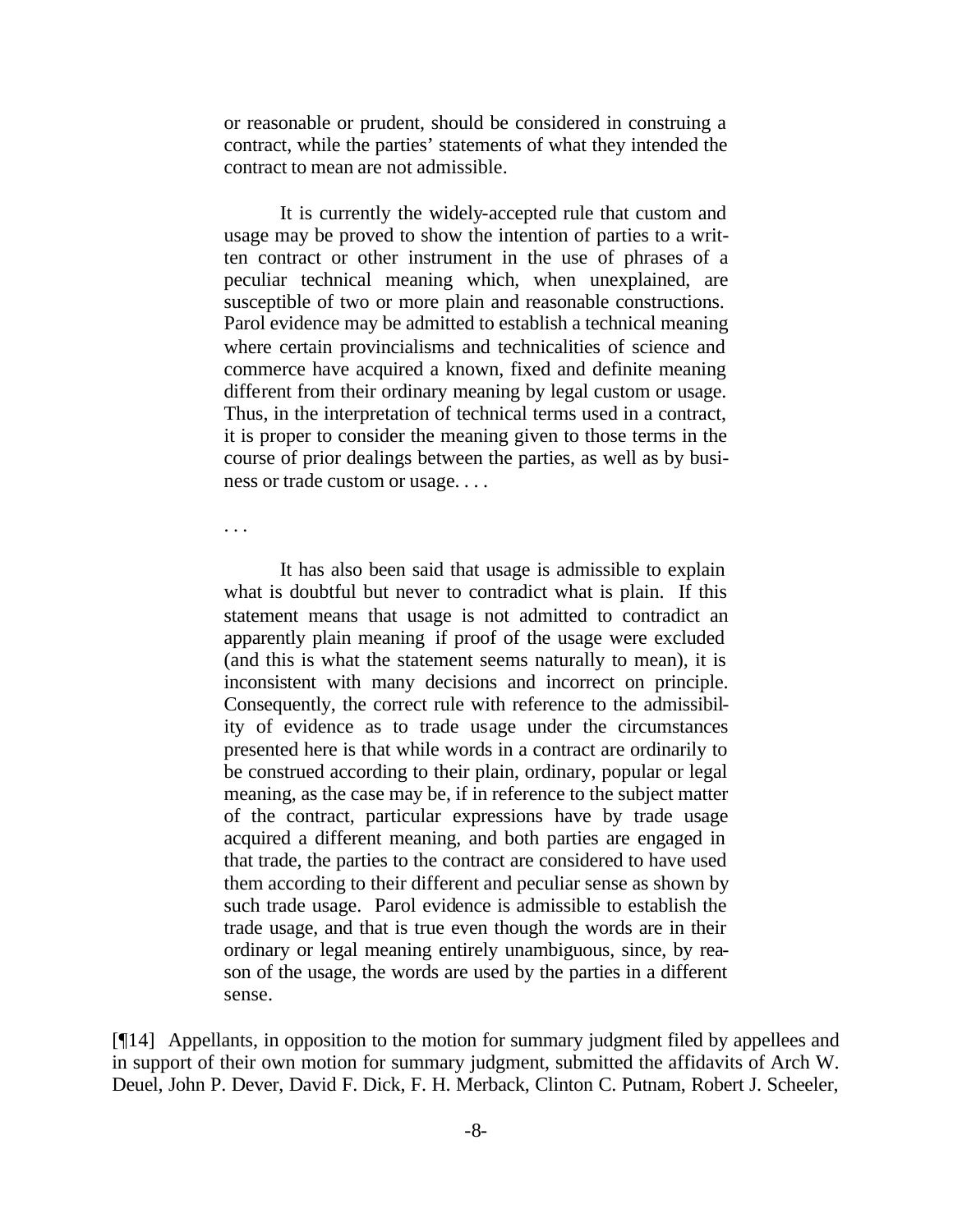> or reasonable or prudent, should be considered in construing a contract, while the parties' statements of what they intended the contract to mean are not admissible.
>
> It is currently the widely-accepted rule that custom and usage may be proved to show the intention of parties to a written contract or other instrument in the use of phrases of a peculiar technical meaning which, when unexplained, are susceptible of two or more plain and reasonable constructions. Parol evidence may be admitted to establish a technical meaning where certain provincialisms and technicalities of science and commerce have acquired a known, fixed and definite meaning different from their ordinary meaning by legal custom or usage. Thus, in the interpretation of technical terms used in a contract, it is proper to consider the meaning given to those terms in the course of prior dealings between the parties, as well as by business or trade custom or usage. . . .
>
> . . .
>
> It has also been said that usage is admissible to explain what is doubtful but never to contradict what is plain. If this statement means that usage is not admitted to contradict an apparently plain meaning if proof of the usage were excluded (and this is what the statement seems naturally to mean), it is inconsistent with many decisions and incorrect on principle. Consequently, the correct rule with reference to the admissibility of evidence as to trade usage under the circumstances presented here is that while words in a contract are ordinarily to be construed according to their plain, ordinary, popular or legal meaning, as the case may be, if in reference to the subject matter of the contract, particular expressions have by trade usage acquired a different meaning, and both parties are engaged in that trade, the parties to the contract are considered to have used them according to their different and peculiar sense as shown by such trade usage. Parol evidence is admissible to establish the trade usage, and that is true even though the words are in their ordinary or legal meaning entirely unambiguous, since, by reason of the usage, the words are used by the parties in a different sense.

[¶14] Appellants, in opposition to the motion for summary judgment filed by appellees and in support of their own motion for summary judgment, submitted the affidavits of Arch W. Deuel, John P. Dever, David F. Dick, F. H. Merback, Clinton C. Putnam, Robert J. Scheeler,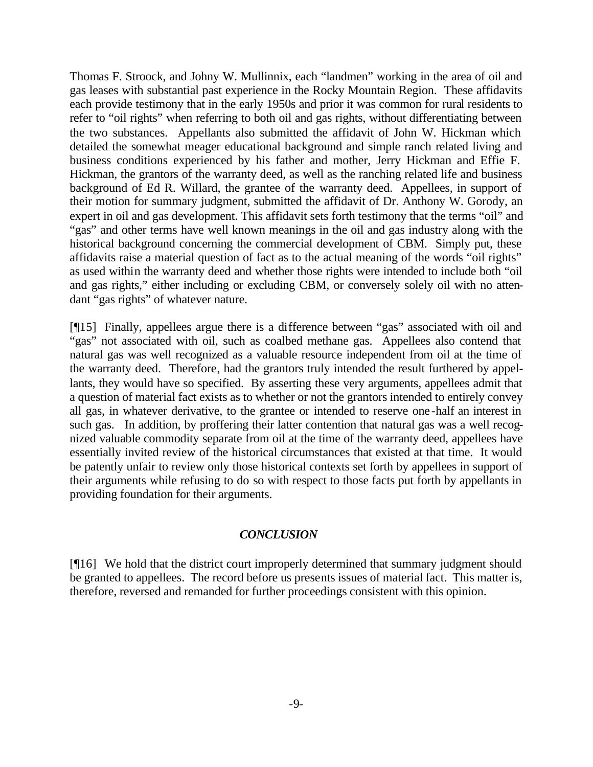Thomas F. Stroock, and Johny W. Mullinnix, each "landmen" working in the area of oil and gas leases with substantial past experience in the Rocky Mountain Region. These affidavits each provide testimony that in the early 1950s and prior it was common for rural residents to refer to "oil rights" when referring to both oil and gas rights, without differentiating between the two substances. Appellants also submitted the affidavit of John W. Hickman which detailed the somewhat meager educational background and simple ranch related living and business conditions experienced by his father and mother, Jerry Hickman and Effie F. Hickman, the grantors of the warranty deed, as well as the ranching related life and business background of Ed R. Willard, the grantee of the warranty deed. Appellees, in support of their motion for summary judgment, submitted the affidavit of Dr. Anthony W. Gorody, an expert in oil and gas development. This affidavit sets forth testimony that the terms "oil" and "gas" and other terms have well known meanings in the oil and gas industry along with the historical background concerning the commercial development of CBM. Simply put, these affidavits raise a material question of fact as to the actual meaning of the words "oil rights" as used within the warranty deed and whether those rights were intended to include both "oil and gas rights," either including or excluding CBM, or conversely solely oil with no attendant "gas rights" of whatever nature.

[¶15] Finally, appellees argue there is a difference between "gas" associated with oil and "gas" not associated with oil, such as coalbed methane gas. Appellees also contend that natural gas was well recognized as a valuable resource independent from oil at the time of the warranty deed. Therefore, had the grantors truly intended the result furthered by appellants, they would have so specified. By asserting these very arguments, appellees admit that a question of material fact exists as to whether or not the grantors intended to entirely convey all gas, in whatever derivative, to the grantee or intended to reserve one-half an interest in such gas. In addition, by proffering their latter contention that natural gas was a well recognized valuable commodity separate from oil at the time of the warranty deed, appellees have essentially invited review of the historical circumstances that existed at that time. It would be patently unfair to review only those historical contexts set forth by appellees in support of their arguments while refusing to do so with respect to those facts put forth by appellants in providing foundation for their arguments.

## *CONCLUSION*

[¶16] We hold that the district court improperly determined that summary judgment should be granted to appellees. The record before us presents issues of material fact. This matter is, therefore, reversed and remanded for further proceedings consistent with this opinion.